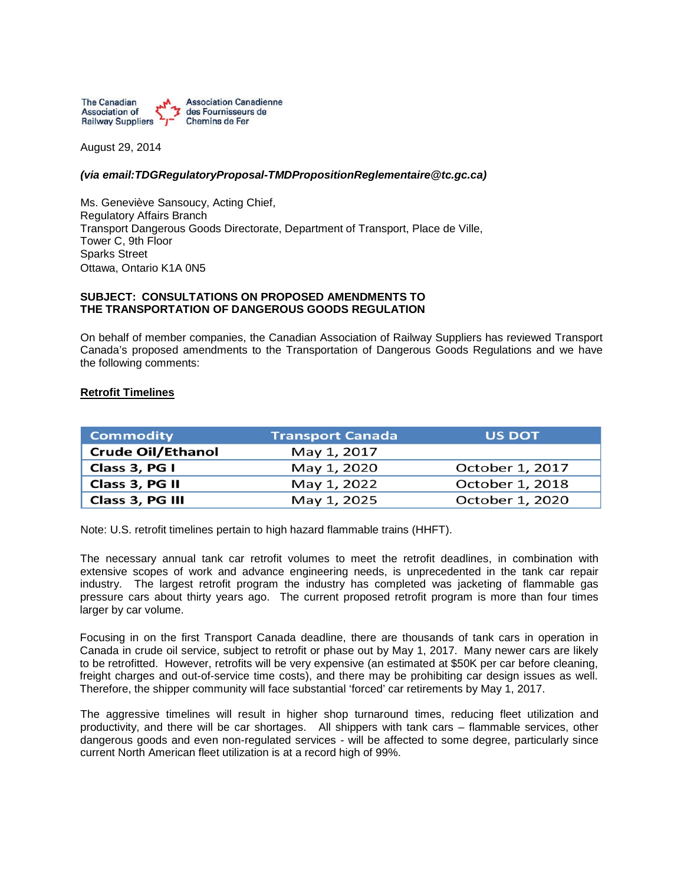The Canadian Association of Railway Suppliers | Association Canadienne des Fournisseurs de Chemins de Fer

August 29, 2014

***(via email:TDGRegulatoryProposal-TMDPropositionReglementaire@tc.gc.ca)***

Ms. Geneviève Sansoucy, Acting Chief,
Regulatory Affairs Branch
Transport Dangerous Goods Directorate, Department of Transport, Place de Ville,
Tower C, 9th Floor
Sparks Street
Ottawa, Ontario K1A 0N5

**SUBJECT: CONSULTATIONS ON PROPOSED AMENDMENTS TO THE TRANSPORTATION OF DANGEROUS GOODS REGULATION**

On behalf of member companies, the Canadian Association of Railway Suppliers has reviewed Transport Canada's proposed amendments to the Transportation of Dangerous Goods Regulations and we have the following comments:

**Retrofit Timelines**

| Commodity | Transport Canada | US DOT |
|---|---|---|
| **Crude Oil/Ethanol** | May 1, 2017 | |
| **Class 3, PG I** | May 1, 2020 | October 1, 2017 |
| **Class 3, PG II** | May 1, 2022 | October 1, 2018 |
| **Class 3, PG III** | May 1, 2025 | October 1, 2020 |

Note: U.S. retrofit timelines pertain to high hazard flammable trains (HHFT).

The necessary annual tank car retrofit volumes to meet the retrofit deadlines, in combination with extensive scopes of work and advance engineering needs, is unprecedented in the tank car repair industry. The largest retrofit program the industry has completed was jacketing of flammable gas pressure cars about thirty years ago. The current proposed retrofit program is more than four times larger by car volume.

Focusing in on the first Transport Canada deadline, there are thousands of tank cars in operation in Canada in crude oil service, subject to retrofit or phase out by May 1, 2017. Many newer cars are likely to be retrofitted. However, retrofits will be very expensive (an estimated at $50K per car before cleaning, freight charges and out-of-service time costs), and there may be prohibiting car design issues as well. Therefore, the shipper community will face substantial 'forced' car retirements by May 1, 2017.

The aggressive timelines will result in higher shop turnaround times, reducing fleet utilization and productivity, and there will be car shortages. All shippers with tank cars – flammable services, other dangerous goods and even non-regulated services - will be affected to some degree, particularly since current North American fleet utilization is at a record high of 99%.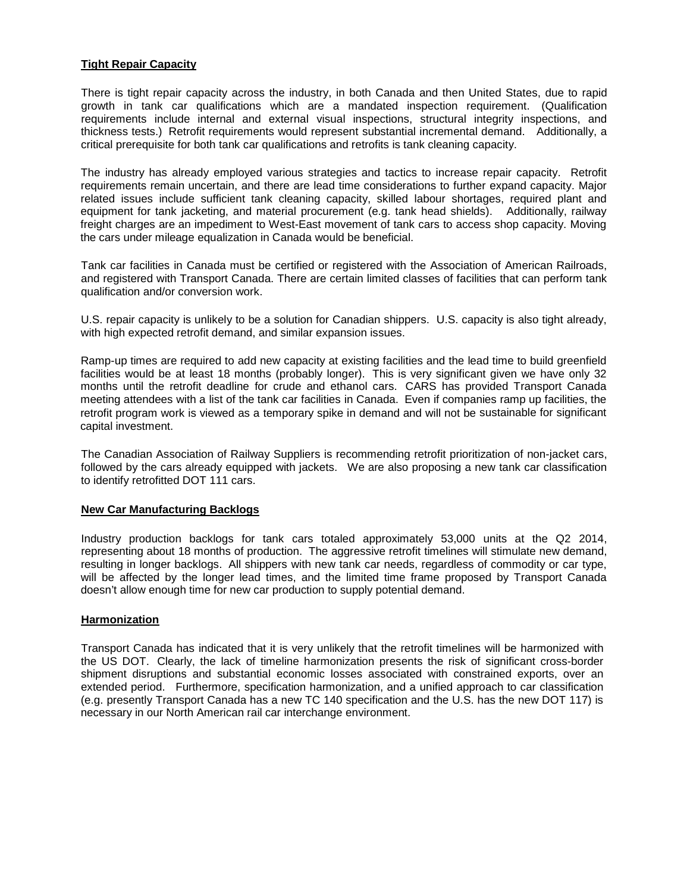## Tight Repair Capacity

There is tight repair capacity across the industry, in both Canada and then United States, due to rapid growth in tank car qualifications which are a mandated inspection requirement. (Qualification requirements include internal and external visual inspections, structural integrity inspections, and thickness tests.) Retrofit requirements would represent substantial incremental demand. Additionally, a critical prerequisite for both tank car qualifications and retrofits is tank cleaning capacity.

The industry has already employed various strategies and tactics to increase repair capacity. Retrofit requirements remain uncertain, and there are lead time considerations to further expand capacity. Major related issues include sufficient tank cleaning capacity, skilled labour shortages, required plant and equipment for tank jacketing, and material procurement (e.g. tank head shields). Additionally, railway freight charges are an impediment to West-East movement of tank cars to access shop capacity. Moving the cars under mileage equalization in Canada would be beneficial.

Tank car facilities in Canada must be certified or registered with the Association of American Railroads, and registered with Transport Canada. There are certain limited classes of facilities that can perform tank qualification and/or conversion work.

U.S. repair capacity is unlikely to be a solution for Canadian shippers. U.S. capacity is also tight already, with high expected retrofit demand, and similar expansion issues.

Ramp-up times are required to add new capacity at existing facilities and the lead time to build greenfield facilities would be at least 18 months (probably longer). This is very significant given we have only 32 months until the retrofit deadline for crude and ethanol cars. CARS has provided Transport Canada meeting attendees with a list of the tank car facilities in Canada. Even if companies ramp up facilities, the retrofit program work is viewed as a temporary spike in demand and will not be sustainable for significant capital investment.

The Canadian Association of Railway Suppliers is recommending retrofit prioritization of non-jacket cars, followed by the cars already equipped with jackets. We are also proposing a new tank car classification to identify retrofitted DOT 111 cars.

## New Car Manufacturing Backlogs

Industry production backlogs for tank cars totaled approximately 53,000 units at the Q2 2014, representing about 18 months of production. The aggressive retrofit timelines will stimulate new demand, resulting in longer backlogs. All shippers with new tank car needs, regardless of commodity or car type, will be affected by the longer lead times, and the limited time frame proposed by Transport Canada doesn't allow enough time for new car production to supply potential demand.

## Harmonization

Transport Canada has indicated that it is very unlikely that the retrofit timelines will be harmonized with the US DOT. Clearly, the lack of timeline harmonization presents the risk of significant cross-border shipment disruptions and substantial economic losses associated with constrained exports, over an extended period. Furthermore, specification harmonization, and a unified approach to car classification (e.g. presently Transport Canada has a new TC 140 specification and the U.S. has the new DOT 117) is necessary in our North American rail car interchange environment.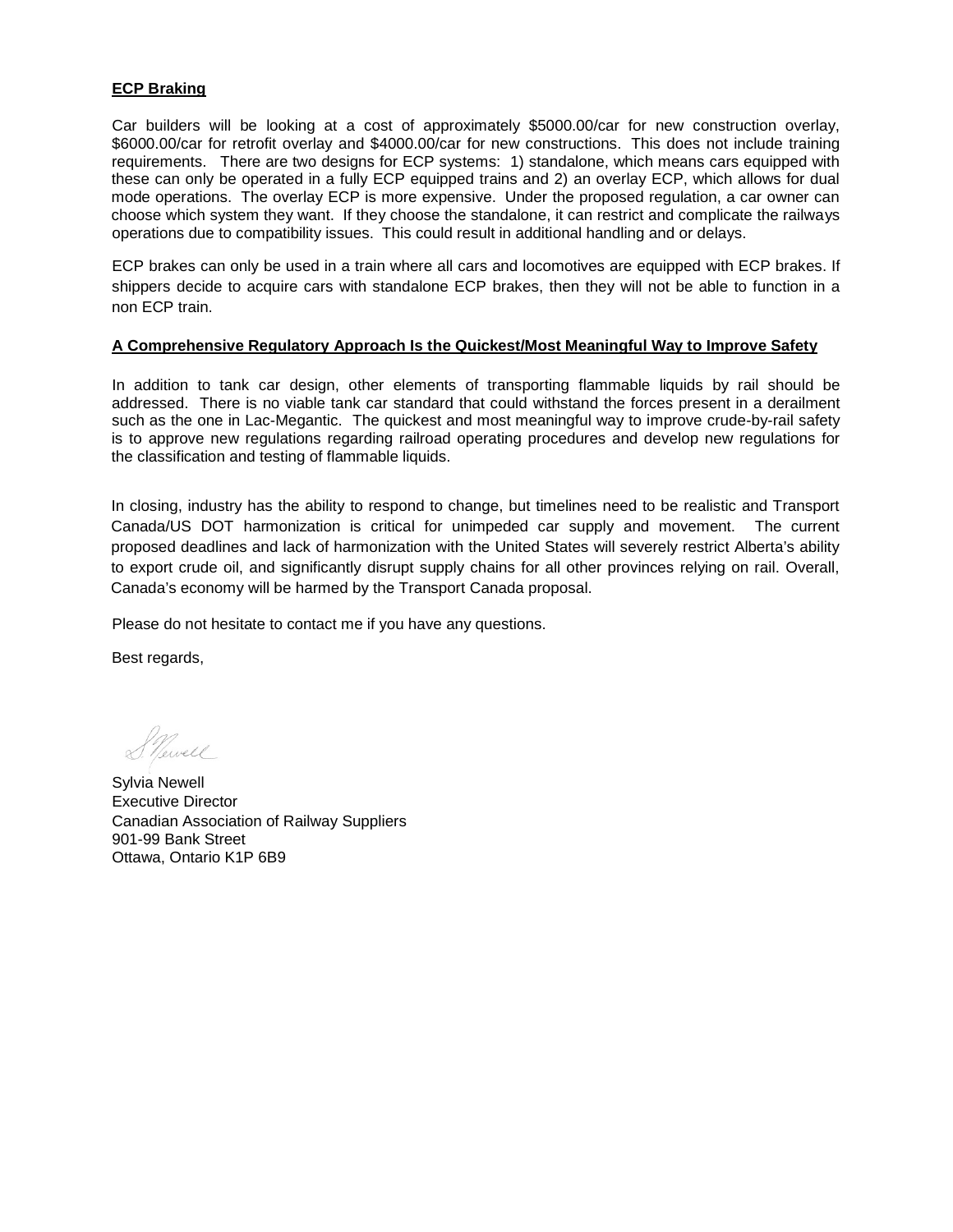**ECP Braking**

Car builders will be looking at a cost of approximately $5000.00/car for new construction overlay, $6000.00/car for retrofit overlay and $4000.00/car for new constructions. This does not include training requirements. There are two designs for ECP systems: 1) standalone, which means cars equipped with these can only be operated in a fully ECP equipped trains and 2) an overlay ECP, which allows for dual mode operations. The overlay ECP is more expensive. Under the proposed regulation, a car owner can choose which system they want. If they choose the standalone, it can restrict and complicate the railways operations due to compatibility issues. This could result in additional handling and or delays.

ECP brakes can only be used in a train where all cars and locomotives are equipped with ECP brakes. If shippers decide to acquire cars with standalone ECP brakes, then they will not be able to function in a non ECP train.

**A Comprehensive Regulatory Approach Is the Quickest/Most Meaningful Way to Improve Safety**

In addition to tank car design, other elements of transporting flammable liquids by rail should be addressed. There is no viable tank car standard that could withstand the forces present in a derailment such as the one in Lac-Megantic. The quickest and most meaningful way to improve crude-by-rail safety is to approve new regulations regarding railroad operating procedures and develop new regulations for the classification and testing of flammable liquids.

In closing, industry has the ability to respond to change, but timelines need to be realistic and Transport Canada/US DOT harmonization is critical for unimpeded car supply and movement. The current proposed deadlines and lack of harmonization with the United States will severely restrict Alberta's ability to export crude oil, and significantly disrupt supply chains for all other provinces relying on rail. Overall, Canada's economy will be harmed by the Transport Canada proposal.

Please do not hesitate to contact me if you have any questions.

Best regards,

S. Newell

Sylvia Newell
Executive Director
Canadian Association of Railway Suppliers
901-99 Bank Street
Ottawa, Ontario K1P 6B9